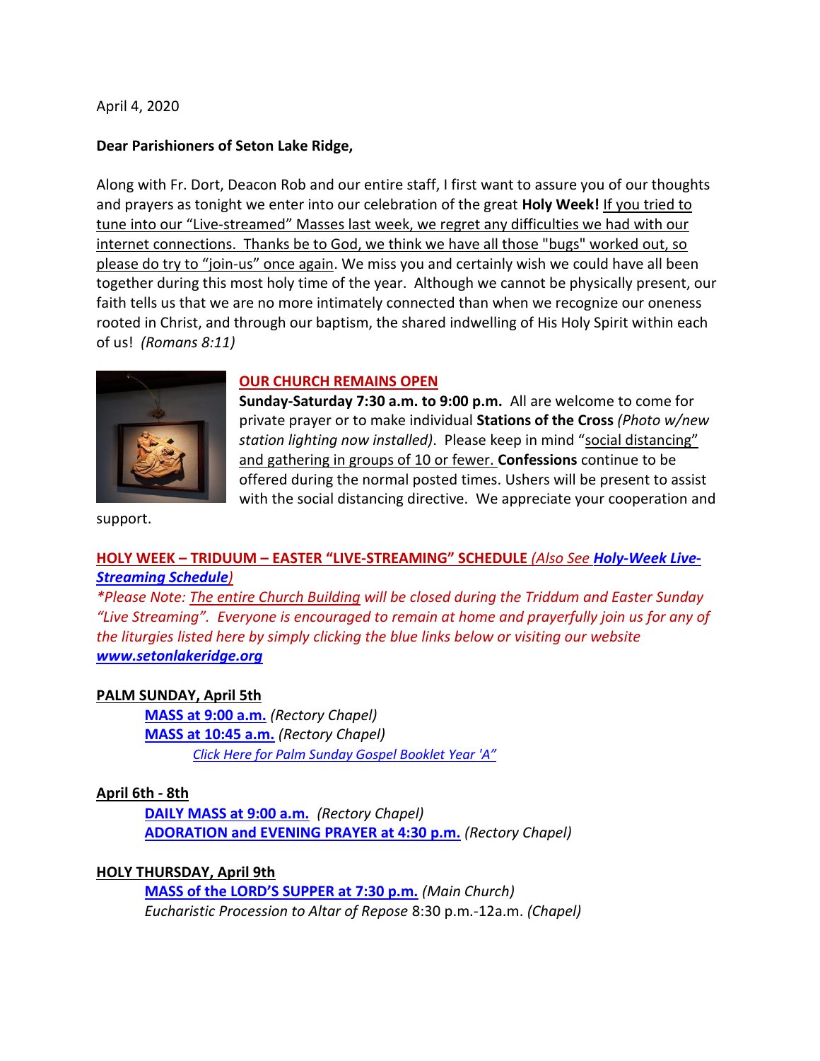April 4, 2020

**Dear Parishioners of Seton Lake Ridge,**

Along with Fr. Dort, Deacon Rob and our entire staff, I first want to assure you of our thoughts and prayers as tonight we enter into our celebration of the great **Holy Week!** If you tried to tune into our "Live-streamed" Masses last week, we regret any difficulties we had with our internet connections. Thanks be to God, we think we have all those "bugs" worked out, so please do try to "join-us" once again. We miss you and certainly wish we could have all been together during this most holy time of the year. Although we cannot be physically present, our faith tells us that we are no more intimately connected than when we recognize our oneness rooted in Christ, and through our baptism, the shared indwelling of His Holy Spirit within each of us! *(Romans 8:11)*

**OUR CHURCH REMAINS OPEN**

**Sunday-Saturday 7:30 a.m. to 9:00 p.m.** All are welcome to come for private prayer or to make individual **Stations of the Cross** *(Photo w/new station lighting now installed)*. Please keep in mind "social distancing" and gathering in groups of 10 or fewer. **Confessions** continue to be offered during the normal posted times. Ushers will be present to assist with the social distancing directive. We appreciate your cooperation and support.

**HOLY WEEK – TRIDUUM – EASTER "LIVE-STREAMING" SCHEDULE** *(Also See* ***Holy-Week Live-Streaming Schedule****)*

*\*Please Note: The entire Church Building will be closed during the Triddum and Easter Sunday "Live Streaming". Everyone is encouraged to remain at home and prayerfully join us for any of the liturgies listed here by simply clicking the blue links below or visiting our website* ***www.setonlakeridge.org***

**PALM SUNDAY, April 5th**

- **MASS at 9:00 a.m.** *(Rectory Chapel)*
- **MASS at 10:45 a.m.** *(Rectory Chapel)*
  - *Click Here for Palm Sunday Gospel Booklet Year 'A"*

**April 6th - 8th**

- **DAILY MASS at 9:00 a.m.** *(Rectory Chapel)*
- **ADORATION and EVENING PRAYER at 4:30 p.m.** *(Rectory Chapel)*

**HOLY THURSDAY, April 9th**

- **MASS of the LORD'S SUPPER at 7:30 p.m.** *(Main Church)*
- *Eucharistic Procession to Altar of Repose* 8:30 p.m.-12a.m. *(Chapel)*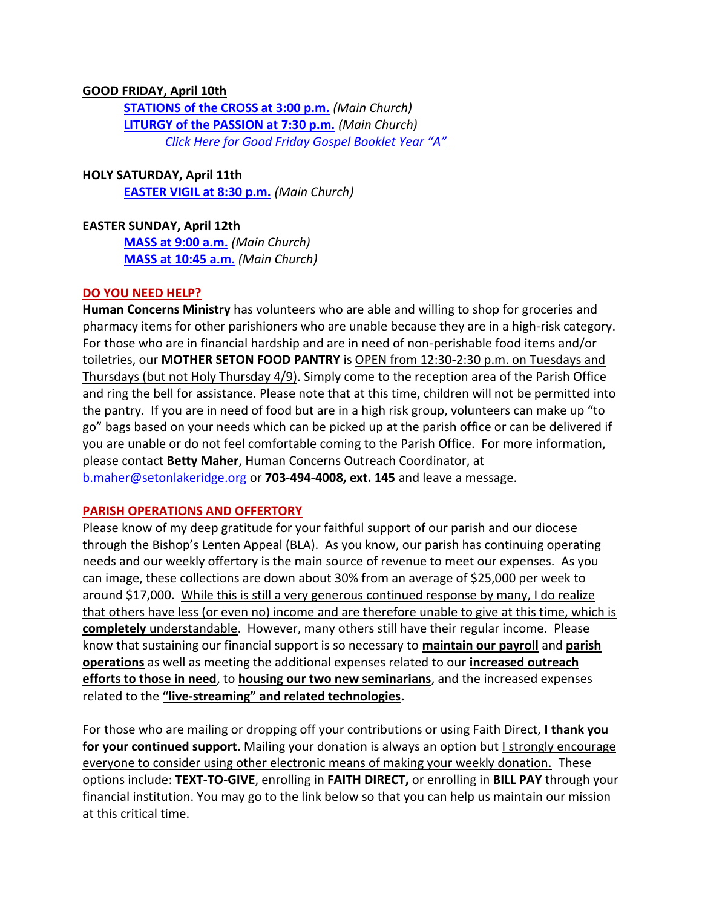**GOOD FRIDAY, April 10th**

**STATIONS of the CROSS at 3:00 p.m.** *(Main Church)*
**LITURGY of the PASSION at 7:30 p.m.** *(Main Church)*
*Click Here for Good Friday Gospel Booklet Year "A"*

**HOLY SATURDAY, April 11th**

**EASTER VIGIL at 8:30 p.m.** *(Main Church)*

**EASTER SUNDAY, April 12th**

**MASS at 9:00 a.m.** *(Main Church)*
**MASS at 10:45 a.m.** *(Main Church)*

**DO YOU NEED HELP?**

**Human Concerns Ministry** has volunteers who are able and willing to shop for groceries and pharmacy items for other parishioners who are unable because they are in a high-risk category. For those who are in financial hardship and are in need of non-perishable food items and/or toiletries, our **MOTHER SETON FOOD PANTRY** is OPEN from 12:30-2:30 p.m. on Tuesdays and Thursdays (but not Holy Thursday 4/9). Simply come to the reception area of the Parish Office and ring the bell for assistance. Please note that at this time, children will not be permitted into the pantry. If you are in need of food but are in a high risk group, volunteers can make up "to go" bags based on your needs which can be picked up at the parish office or can be delivered if you are unable or do not feel comfortable coming to the Parish Office. For more information, please contact **Betty Maher**, Human Concerns Outreach Coordinator, at b.maher@setonlakeridge.org or **703-494-4008, ext. 145** and leave a message.

**PARISH OPERATIONS AND OFFERTORY**

Please know of my deep gratitude for your faithful support of our parish and our diocese through the Bishop's Lenten Appeal (BLA). As you know, our parish has continuing operating needs and our weekly offertory is the main source of revenue to meet our expenses. As you can image, these collections are down about 30% from an average of $25,000 per week to around $17,000. While this is still a very generous continued response by many, I do realize that others have less (or even no) income and are therefore unable to give at this time, which is **completely** understandable. However, many others still have their regular income. Please know that sustaining our financial support is so necessary to **maintain our payroll** and **parish operations** as well as meeting the additional expenses related to our **increased outreach efforts to those in need**, to **housing our two new seminarians**, and the increased expenses related to the **"live-streaming" and related technologies.**

For those who are mailing or dropping off your contributions or using Faith Direct, **I thank you for your continued support**. Mailing your donation is always an option but I strongly encourage everyone to consider using other electronic means of making your weekly donation. These options include: **TEXT-TO-GIVE**, enrolling in **FAITH DIRECT,** or enrolling in **BILL PAY** through your financial institution. You may go to the link below so that you can help us maintain our mission at this critical time.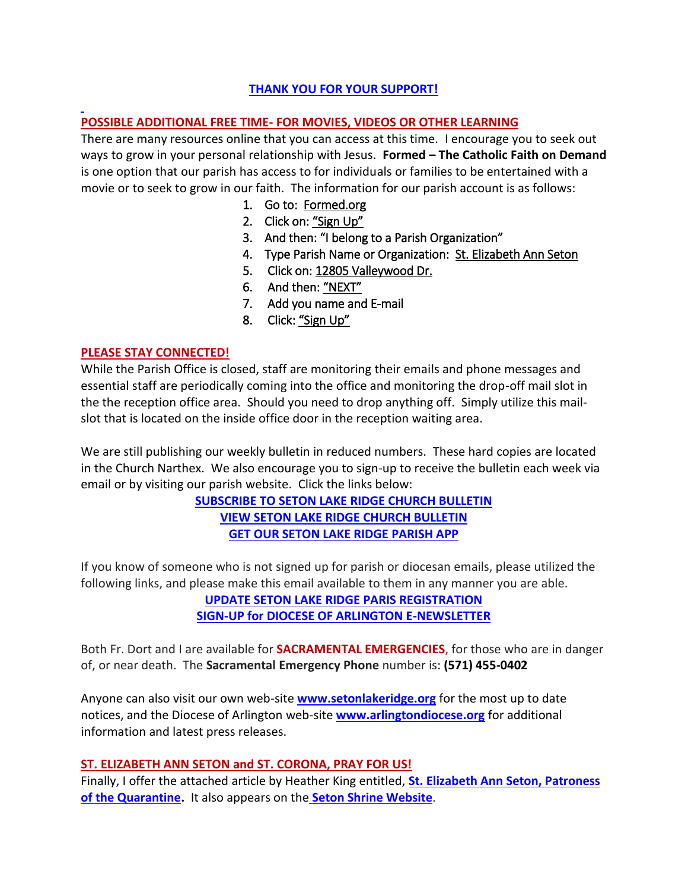**THANK YOU FOR YOUR SUPPORT!**

**POSSIBLE ADDITIONAL FREE TIME- FOR MOVIES, VIDEOS OR OTHER LEARNING**

There are many resources online that you can access at this time. I encourage you to seek out ways to grow in your personal relationship with Jesus. **Formed – The Catholic Faith on Demand** is one option that our parish has access to for individuals or families to be entertained with a movie or to seek to grow in our faith. The information for our parish account is as follows:

1. Go to: Formed.org
2. Click on: "Sign Up"
3. And then: "I belong to a Parish Organization"
4. Type Parish Name or Organization: St. Elizabeth Ann Seton
5. Click on: 12805 Valleywood Dr.
6. And then: "NEXT"
7. Add you name and E-mail
8. Click: "Sign Up"

**PLEASE STAY CONNECTED!**

While the Parish Office is closed, staff are monitoring their emails and phone messages and essential staff are periodically coming into the office and monitoring the drop-off mail slot in the the reception office area. Should you need to drop anything off. Simply utilize this mail-slot that is located on the inside office door in the reception waiting area.

We are still publishing our weekly bulletin in reduced numbers. These hard copies are located in the Church Narthex. We also encourage you to sign-up to receive the bulletin each week via email or by visiting our parish website. Click the links below:

**SUBSCRIBE TO SETON LAKE RIDGE CHURCH BULLETIN**
**VIEW SETON LAKE RIDGE CHURCH BULLETIN**
**GET OUR SETON LAKE RIDGE PARISH APP**

If you know of someone who is not signed up for parish or diocesan emails, please utilized the following links, and please make this email available to them in any manner you are able.

**UPDATE SETON LAKE RIDGE PARIS REGISTRATION**
**SIGN-UP for DIOCESE OF ARLINGTON E-NEWSLETTER**

Both Fr. Dort and I are available for **SACRAMENTAL EMERGENCIES**, for those who are in danger of, or near death. The **Sacramental Emergency Phone** number is: **(571) 455-0402**

Anyone can also visit our own web-site **www.setonlakeridge.org** for the most up to date notices, and the Diocese of Arlington web-site **www.arlingtondiocese.org** for additional information and latest press releases.

**ST. ELIZABETH ANN SETON and ST. CORONA, PRAY FOR US!**

Finally, I offer the attached article by Heather King entitled, **St. Elizabeth Ann Seton, Patroness of the Quarantine.** It also appears on the **Seton Shrine Website**.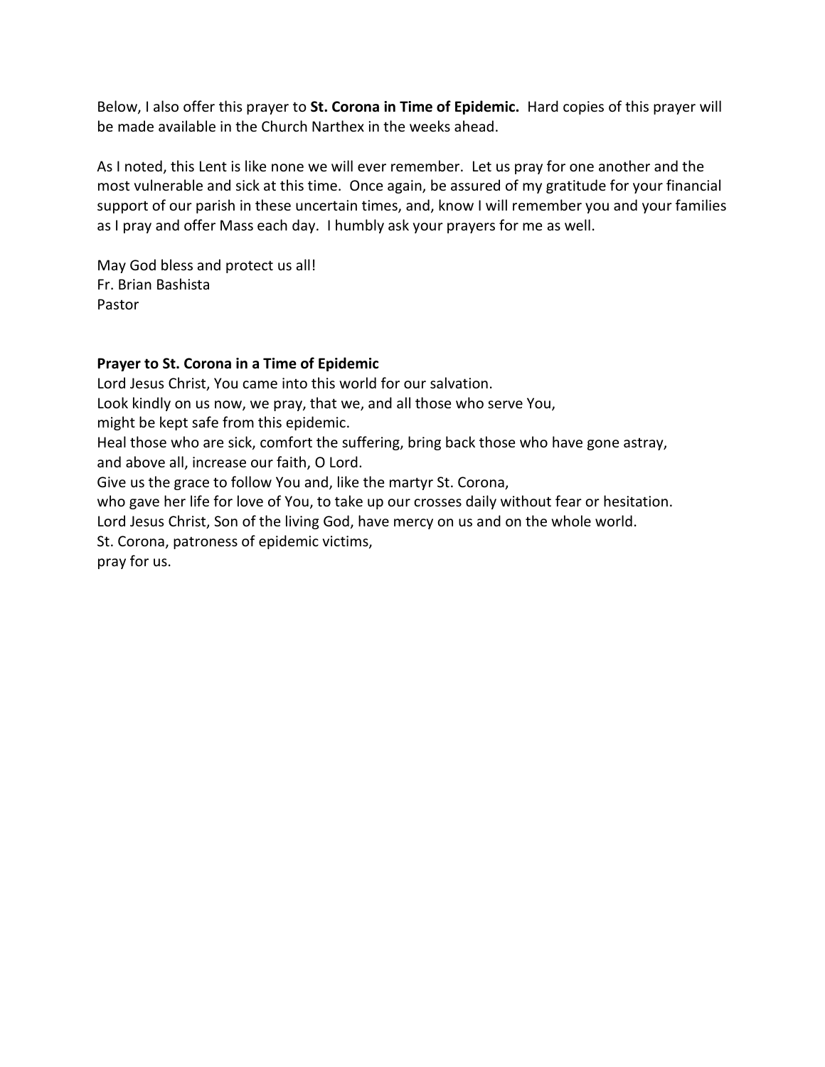Below, I also offer this prayer to **St. Corona in Time of Epidemic.** Hard copies of this prayer will be made available in the Church Narthex in the weeks ahead.

As I noted, this Lent is like none we will ever remember. Let us pray for one another and the most vulnerable and sick at this time. Once again, be assured of my gratitude for your financial support of our parish in these uncertain times, and, know I will remember you and your families as I pray and offer Mass each day. I humbly ask your prayers for me as well.

May God bless and protect us all!
Fr. Brian Bashista
Pastor

**Prayer to St. Corona in a Time of Epidemic**
Lord Jesus Christ, You came into this world for our salvation.
Look kindly on us now, we pray, that we, and all those who serve You,
might be kept safe from this epidemic.
Heal those who are sick, comfort the suffering, bring back those who have gone astray,
and above all, increase our faith, O Lord.
Give us the grace to follow You and, like the martyr St. Corona,
who gave her life for love of You, to take up our crosses daily without fear or hesitation.
Lord Jesus Christ, Son of the living God, have mercy on us and on the whole world.
St. Corona, patroness of epidemic victims,
pray for us.